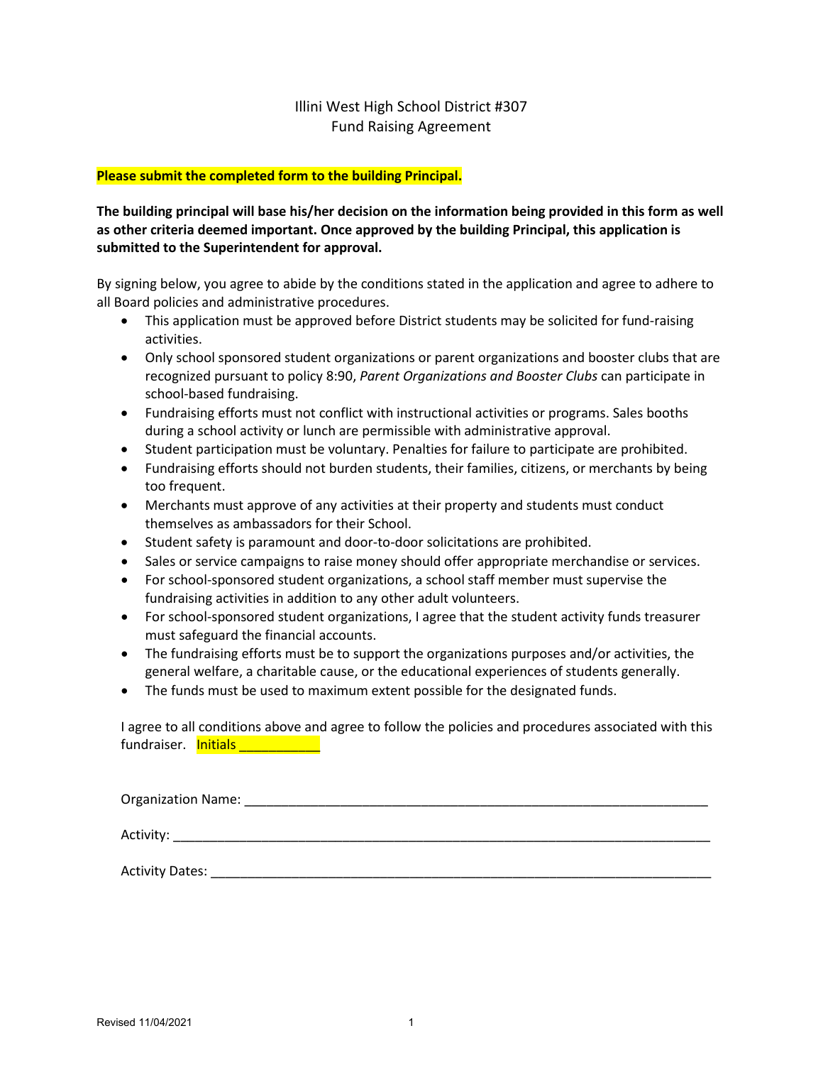Illini West High School District #307
Fund Raising Agreement

**Please submit the completed form to the building Principal.**

**The building principal will base his/her decision on the information being provided in this form as well as other criteria deemed important. Once approved by the building Principal, this application is submitted to the Superintendent for approval.**

By signing below, you agree to abide by the conditions stated in the application and agree to adhere to all Board policies and administrative procedures.

- This application must be approved before District students may be solicited for fund-raising activities.
- Only school sponsored student organizations or parent organizations and booster clubs that are recognized pursuant to policy 8:90, *Parent Organizations and Booster Clubs* can participate in school-based fundraising.
- Fundraising efforts must not conflict with instructional activities or programs. Sales booths during a school activity or lunch are permissible with administrative approval.
- Student participation must be voluntary. Penalties for failure to participate are prohibited.
- Fundraising efforts should not burden students, their families, citizens, or merchants by being too frequent.
- Merchants must approve of any activities at their property and students must conduct themselves as ambassadors for their School.
- Student safety is paramount and door-to-door solicitations are prohibited.
- Sales or service campaigns to raise money should offer appropriate merchandise or services.
- For school-sponsored student organizations, a school staff member must supervise the fundraising activities in addition to any other adult volunteers.
- For school-sponsored student organizations, I agree that the student activity funds treasurer must safeguard the financial accounts.
- The fundraising efforts must be to support the organizations purposes and/or activities, the general welfare, a charitable cause, or the educational experiences of students generally.
- The funds must be used to maximum extent possible for the designated funds.

I agree to all conditions above and agree to follow the policies and procedures associated with this fundraiser. Initials ___________

Organization Name: ___________________________________________________________________

Activity: ___________________________________________________________________________

Activity Dates: ______________________________________________________________________

Revised 11/04/2021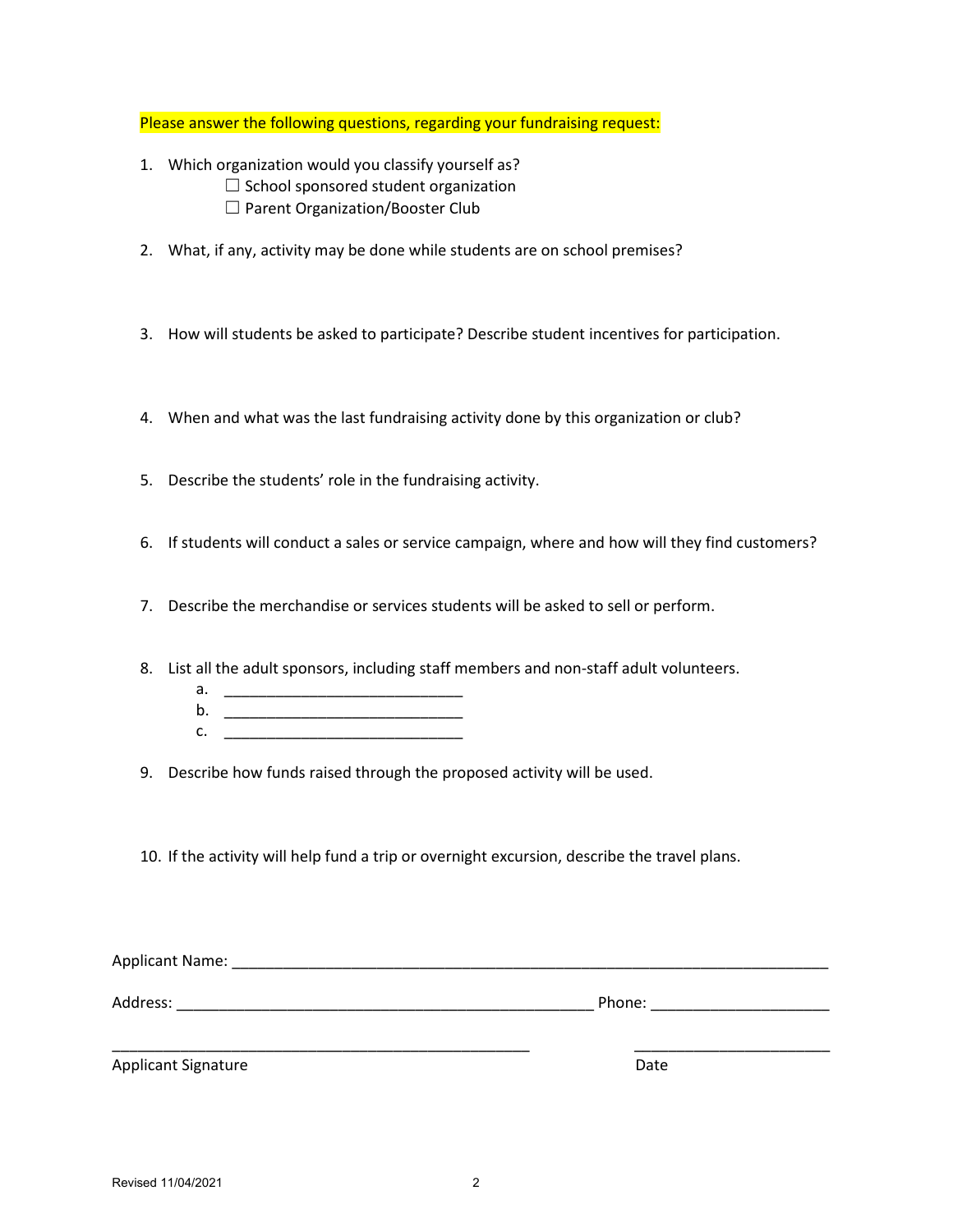Please answer the following questions, regarding your fundraising request:

1. Which organization would you classify yourself as?
   - ☐ School sponsored student organization
   - ☐ Parent Organization/Booster Club

2. What, if any, activity may be done while students are on school premises?

3. How will students be asked to participate? Describe student incentives for participation.

4. When and what was the last fundraising activity done by this organization or club?

5. Describe the students' role in the fundraising activity.

6. If students will conduct a sales or service campaign, where and how will they find customers?

7. Describe the merchandise or services students will be asked to sell or perform.

8. List all the adult sponsors, including staff members and non-staff adult volunteers.
   a. ____________________________
   b. ____________________________
   c. ____________________________

9. Describe how funds raised through the proposed activity will be used.

10. If the activity will help fund a trip or overnight excursion, describe the travel plans.

Applicant Name: ___________________________________________________________________________

Address: ____________________________________________________ Phone: _____________________

_____________________________________________________ ________________________

Applicant Signature Date

Revised 11/04/2021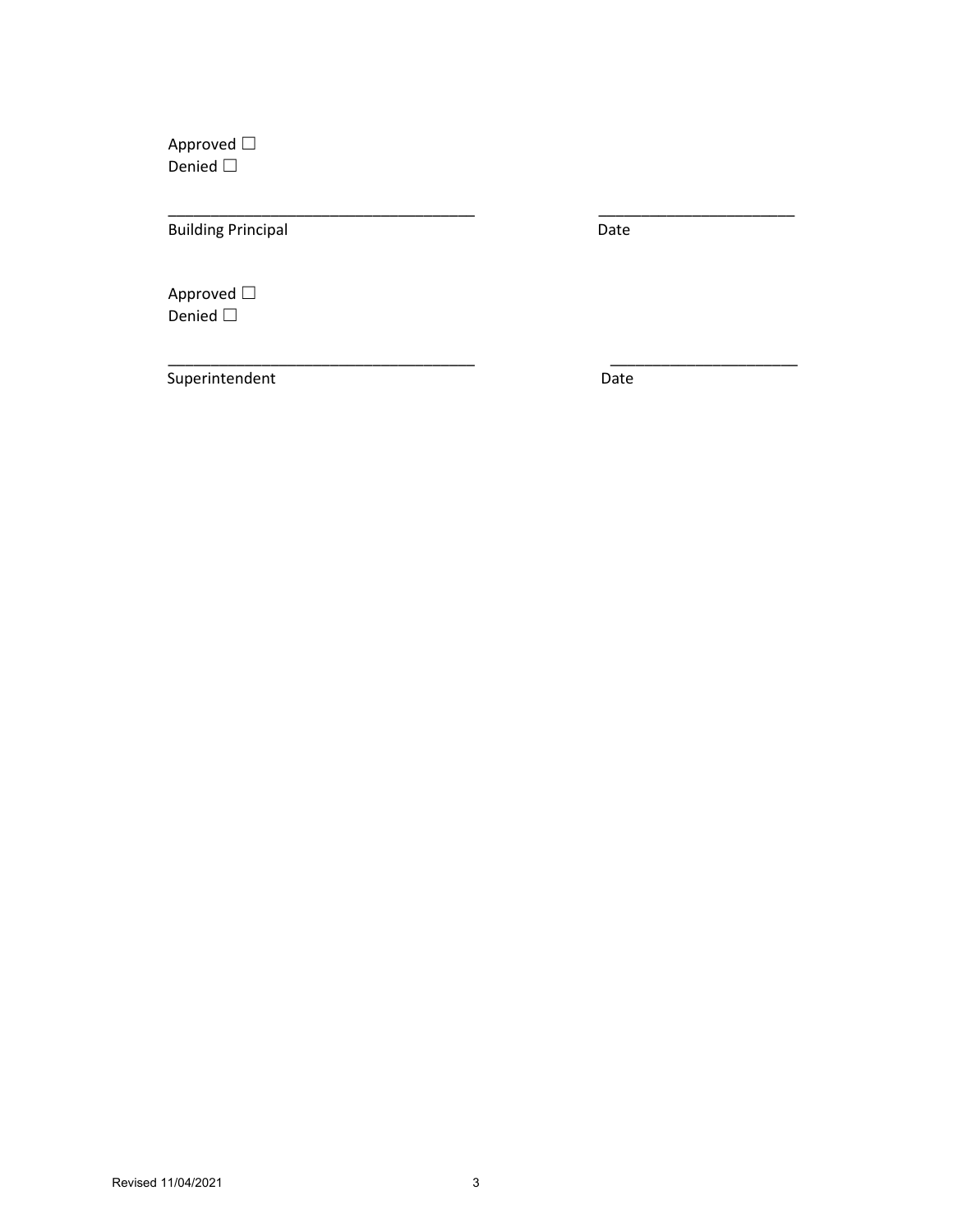Approved ☐
Denied ☐

_____________________________________ _______________________

Building Principal Date

Approved ☐
Denied ☐

_____________________________________ _______________________

Superintendent Date

Revised 11/04/2021